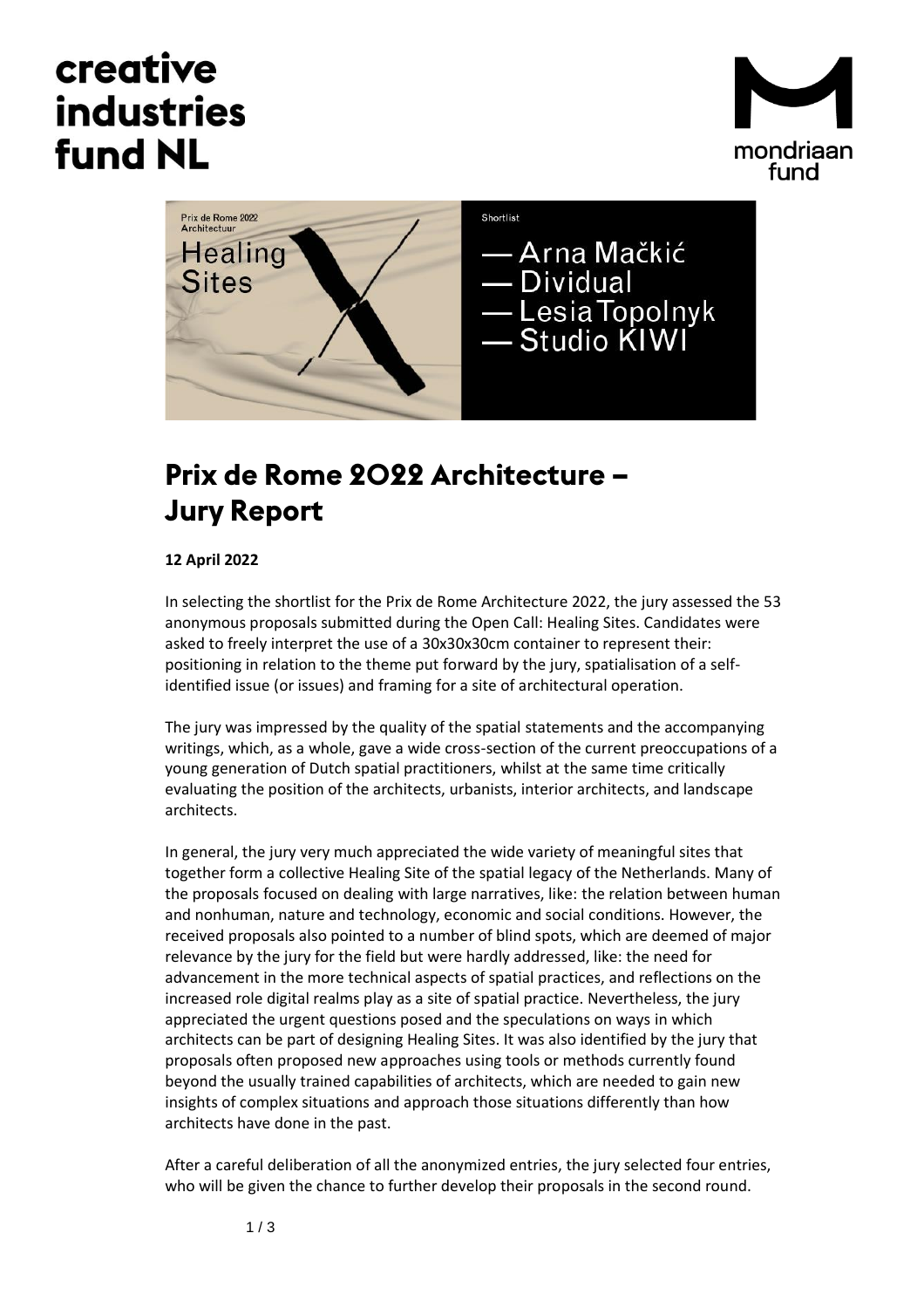creative industries fund NL

mondriaan fund

Prix de Rome 2022 Architectuur

Healing Sites

Shortlist

— Arna Mačkić
— Dividual
— Lesia Topolnyk
— Studio KIWI

# Prix de Rome 2022 Architecture – Jury Report

**12 April 2022**

In selecting the shortlist for the Prix de Rome Architecture 2022, the jury assessed the 53 anonymous proposals submitted during the Open Call: Healing Sites. Candidates were asked to freely interpret the use of a 30x30x30cm container to represent their: positioning in relation to the theme put forward by the jury, spatialisation of a self-identified issue (or issues) and framing for a site of architectural operation.

The jury was impressed by the quality of the spatial statements and the accompanying writings, which, as a whole, gave a wide cross-section of the current preoccupations of a young generation of Dutch spatial practitioners, whilst at the same time critically evaluating the position of the architects, urbanists, interior architects, and landscape architects.

In general, the jury very much appreciated the wide variety of meaningful sites that together form a collective Healing Site of the spatial legacy of the Netherlands. Many of the proposals focused on dealing with large narratives, like: the relation between human and nonhuman, nature and technology, economic and social conditions. However, the received proposals also pointed to a number of blind spots, which are deemed of major relevance by the jury for the field but were hardly addressed, like: the need for advancement in the more technical aspects of spatial practices, and reflections on the increased role digital realms play as a site of spatial practice. Nevertheless, the jury appreciated the urgent questions posed and the speculations on ways in which architects can be part of designing Healing Sites. It was also identified by the jury that proposals often proposed new approaches using tools or methods currently found beyond the usually trained capabilities of architects, which are needed to gain new insights of complex situations and approach those situations differently than how architects have done in the past.

After a careful deliberation of all the anonymized entries, the jury selected four entries, who will be given the chance to further develop their proposals in the second round.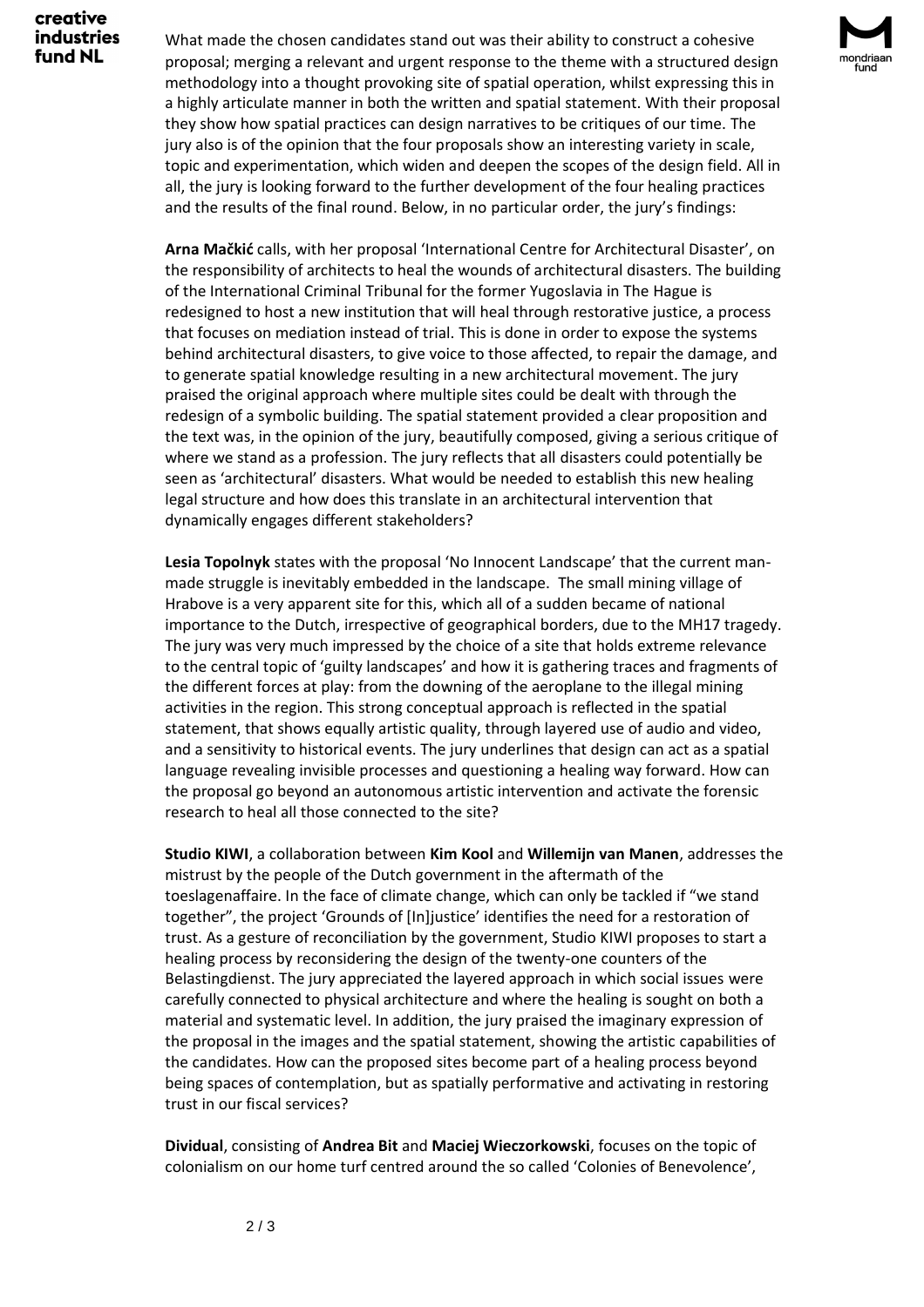What made the chosen candidates stand out was their ability to construct a cohesive proposal; merging a relevant and urgent response to the theme with a structured design methodology into a thought provoking site of spatial operation, whilst expressing this in a highly articulate manner in both the written and spatial statement. With their proposal they show how spatial practices can design narratives to be critiques of our time. The jury also is of the opinion that the four proposals show an interesting variety in scale, topic and experimentation, which widen and deepen the scopes of the design field. All in all, the jury is looking forward to the further development of the four healing practices and the results of the final round. Below, in no particular order, the jury's findings:

**Arna Mačkić** calls, with her proposal 'International Centre for Architectural Disaster', on the responsibility of architects to heal the wounds of architectural disasters. The building of the International Criminal Tribunal for the former Yugoslavia in The Hague is redesigned to host a new institution that will heal through restorative justice, a process that focuses on mediation instead of trial. This is done in order to expose the systems behind architectural disasters, to give voice to those affected, to repair the damage, and to generate spatial knowledge resulting in a new architectural movement. The jury praised the original approach where multiple sites could be dealt with through the redesign of a symbolic building. The spatial statement provided a clear proposition and the text was, in the opinion of the jury, beautifully composed, giving a serious critique of where we stand as a profession. The jury reflects that all disasters could potentially be seen as 'architectural' disasters. What would be needed to establish this new healing legal structure and how does this translate in an architectural intervention that dynamically engages different stakeholders?

**Lesia Topolnyk** states with the proposal 'No Innocent Landscape' that the current man-made struggle is inevitably embedded in the landscape. The small mining village of Hrabove is a very apparent site for this, which all of a sudden became of national importance to the Dutch, irrespective of geographical borders, due to the MH17 tragedy. The jury was very much impressed by the choice of a site that holds extreme relevance to the central topic of 'guilty landscapes' and how it is gathering traces and fragments of the different forces at play: from the downing of the aeroplane to the illegal mining activities in the region. This strong conceptual approach is reflected in the spatial statement, that shows equally artistic quality, through layered use of audio and video, and a sensitivity to historical events. The jury underlines that design can act as a spatial language revealing invisible processes and questioning a healing way forward. How can the proposal go beyond an autonomous artistic intervention and activate the forensic research to heal all those connected to the site?

**Studio KIWI**, a collaboration between **Kim Kool** and **Willemijn van Manen**, addresses the mistrust by the people of the Dutch government in the aftermath of the toeslagenaffaire. In the face of climate change, which can only be tackled if "we stand together", the project 'Grounds of [In]justice' identifies the need for a restoration of trust. As a gesture of reconciliation by the government, Studio KIWI proposes to start a healing process by reconsidering the design of the twenty-one counters of the Belastingdienst. The jury appreciated the layered approach in which social issues were carefully connected to physical architecture and where the healing is sought on both a material and systematic level. In addition, the jury praised the imaginary expression of the proposal in the images and the spatial statement, showing the artistic capabilities of the candidates. How can the proposed sites become part of a healing process beyond being spaces of contemplation, but as spatially performative and activating in restoring trust in our fiscal services?

**Dividual**, consisting of **Andrea Bit** and **Maciej Wieczorkowski**, focuses on the topic of colonialism on our home turf centred around the so called 'Colonies of Benevolence',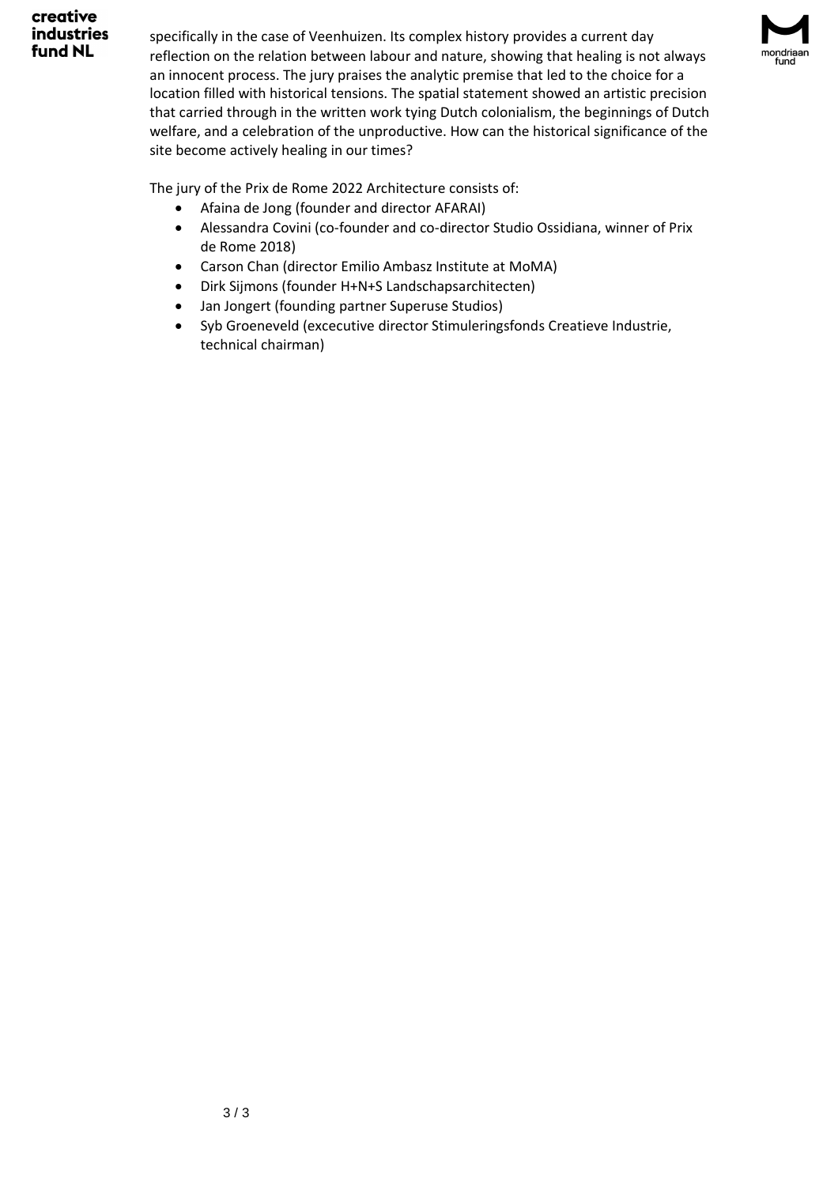specifically in the case of Veenhuizen. Its complex history provides a current day reflection on the relation between labour and nature, showing that healing is not always an innocent process. The jury praises the analytic premise that led to the choice for a location filled with historical tensions. The spatial statement showed an artistic precision that carried through in the written work tying Dutch colonialism, the beginnings of Dutch welfare, and a celebration of the unproductive. How can the historical significance of the site become actively healing in our times?

The jury of the Prix de Rome 2022 Architecture consists of:

- Afaina de Jong (founder and director AFARAI)
- Alessandra Covini (co-founder and co-director Studio Ossidiana, winner of Prix de Rome 2018)
- Carson Chan (director Emilio Ambasz Institute at MoMA)
- Dirk Sijmons (founder H+N+S Landschapsarchitecten)
- Jan Jongert (founding partner Superuse Studios)
- Syb Groeneveld (excecutive director Stimuleringsfonds Creatieve Industrie, technical chairman)